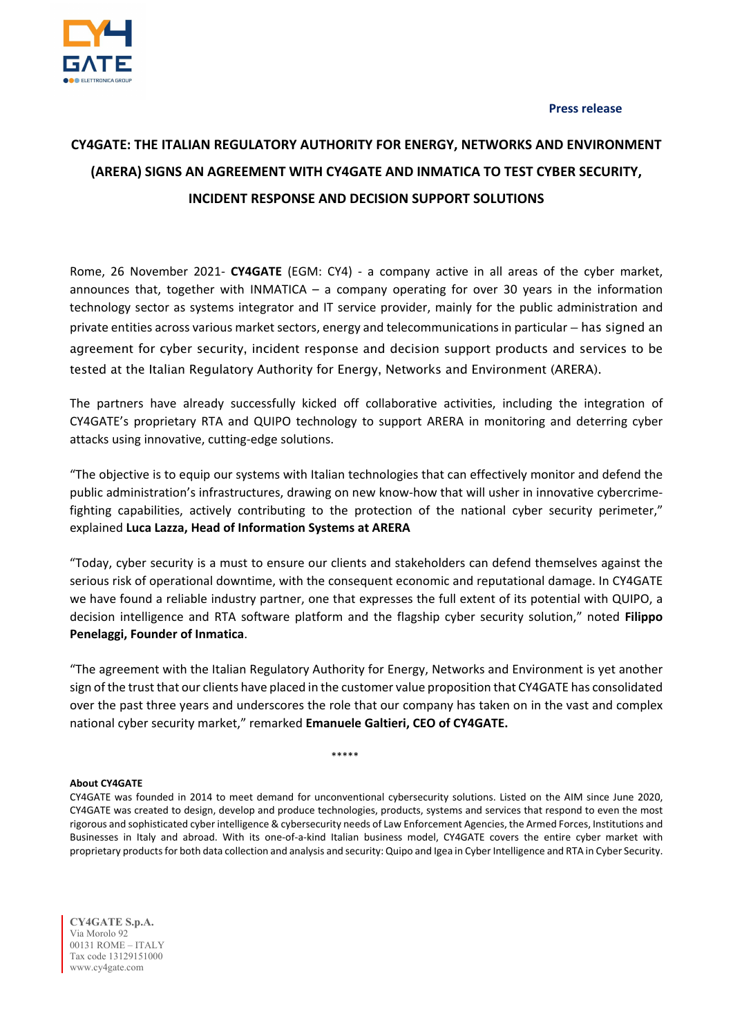**Press release**

# CY4GATE: THE ITALIAN REGULATORY AUTHORITY FOR ENERGY, NETWORKS AND ENVIRONMENT (ARERA) SIGNS AN AGREEMENT WITH CY4GATE AND INMATICA TO TEST CYBER SECURITY, INCIDENT RESPONSE AND DECISION SUPPORT SOLUTIONS

Rome, 26 November 2021- **CY4GATE** (EGM: CY4) - a company active in all areas of the cyber market, announces that, together with INMATICA – a company operating for over 30 years in the information technology sector as systems integrator and IT service provider, mainly for the public administration and private entities across various market sectors, energy and telecommunications in particular – has signed an agreement for cyber security, incident response and decision support products and services to be tested at the Italian Regulatory Authority for Energy, Networks and Environment (ARERA).

The partners have already successfully kicked off collaborative activities, including the integration of CY4GATE's proprietary RTA and QUIPO technology to support ARERA in monitoring and deterring cyber attacks using innovative, cutting-edge solutions.

"The objective is to equip our systems with Italian technologies that can effectively monitor and defend the public administration's infrastructures, drawing on new know-how that will usher in innovative cybercrime-fighting capabilities, actively contributing to the protection of the national cyber security perimeter," explained **Luca Lazza, Head of Information Systems at ARERA**

"Today, cyber security is a must to ensure our clients and stakeholders can defend themselves against the serious risk of operational downtime, with the consequent economic and reputational damage. In CY4GATE we have found a reliable industry partner, one that expresses the full extent of its potential with QUIPO, a decision intelligence and RTA software platform and the flagship cyber security solution," noted **Filippo Penelaggi, Founder of Inmatica**.

"The agreement with the Italian Regulatory Authority for Energy, Networks and Environment is yet another sign of the trust that our clients have placed in the customer value proposition that CY4GATE has consolidated over the past three years and underscores the role that our company has taken on in the vast and complex national cyber security market," remarked **Emanuele Galtieri, CEO of CY4GATE.**

*****

**About CY4GATE**

CY4GATE was founded in 2014 to meet demand for unconventional cybersecurity solutions. Listed on the AIM since June 2020, CY4GATE was created to design, develop and produce technologies, products, systems and services that respond to even the most rigorous and sophisticated cyber intelligence & cybersecurity needs of Law Enforcement Agencies, the Armed Forces, Institutions and Businesses in Italy and abroad. With its one-of-a-kind Italian business model, CY4GATE covers the entire cyber market with proprietary products for both data collection and analysis and security: Quipo and Igea in Cyber Intelligence and RTA in Cyber Security.

**CY4GATE S.p.A.**
Via Morolo 92
00131 ROME – ITALY
Tax code 13129151000
www.cy4gate.com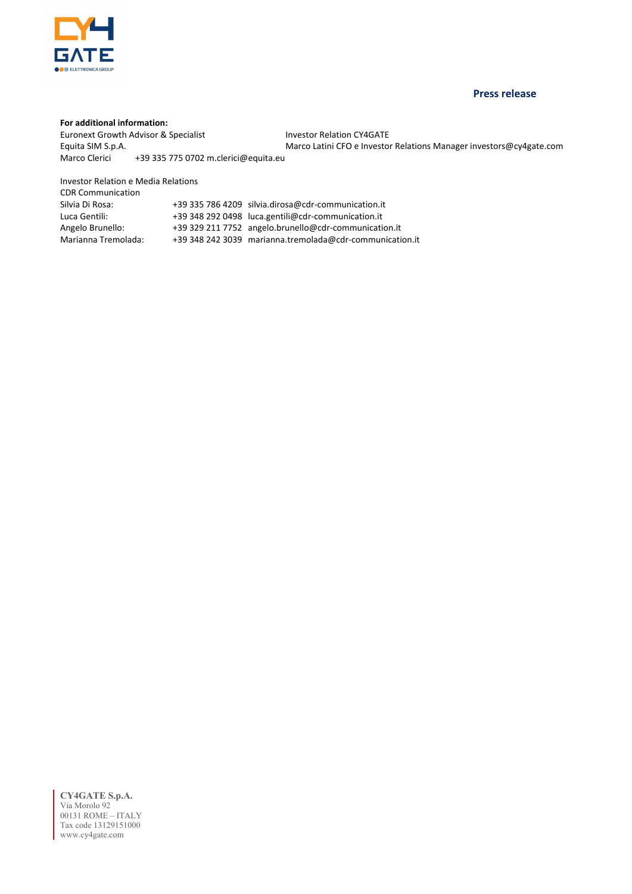**For additional information:**

Euronext Growth Advisor & Specialist
Equita SIM S.p.A.
Marco Clerici +39 335 775 0702 m.clerici@equita.eu

Investor Relation CY4GATE
Marco Latini CFO e Investor Relations Manager investors@cy4gate.com

Investor Relation e Media Relations
CDR Communication

| | | |
|---|---|---|
| Silvia Di Rosa: | +39 335 786 4209 | silvia.dirosa@cdr-communication.it |
| Luca Gentili: | +39 348 292 0498 | luca.gentili@cdr-communication.it |
| Angelo Brunello: | +39 329 211 7752 | angelo.brunello@cdr-communication.it |
| Marianna Tremolada: | +39 348 242 3039 | marianna.tremolada@cdr-communication.it |

**CY4GATE S.p.A.**
Via Morolo 92
00131 ROME – ITALY
Tax code 13129151000
www.cy4gate.com